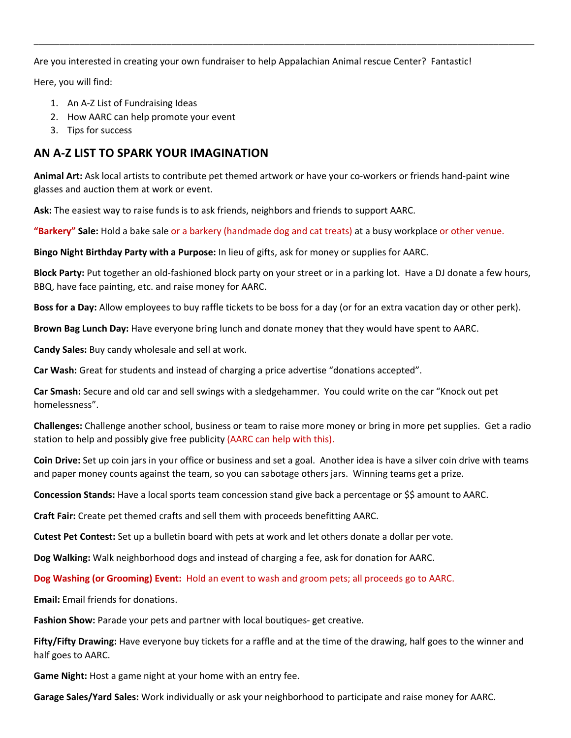---

Are you interested in creating your own fundraiser to help Appalachian Animal rescue Center? Fantastic!

Here, you will find:

1. An A-Z List of Fundraising Ideas
2. How AARC can help promote your event
3. Tips for success

## AN A-Z LIST TO SPARK YOUR IMAGINATION

**Animal Art:** Ask local artists to contribute pet themed artwork or have your co-workers or friends hand-paint wine glasses and auction them at work or event.

**Ask:** The easiest way to raise funds is to ask friends, neighbors and friends to support AARC.

**"Barkery" Sale:** Hold a bake sale or a barkery (handmade dog and cat treats) at a busy workplace or other venue.

**Bingo Night Birthday Party with a Purpose:** In lieu of gifts, ask for money or supplies for AARC.

**Block Party:** Put together an old-fashioned block party on your street or in a parking lot. Have a DJ donate a few hours, BBQ, have face painting, etc. and raise money for AARC.

**Boss for a Day:** Allow employees to buy raffle tickets to be boss for a day (or for an extra vacation day or other perk).

**Brown Bag Lunch Day:** Have everyone bring lunch and donate money that they would have spent to AARC.

**Candy Sales:** Buy candy wholesale and sell at work.

**Car Wash:** Great for students and instead of charging a price advertise "donations accepted".

**Car Smash:** Secure and old car and sell swings with a sledgehammer. You could write on the car "Knock out pet homelessness".

**Challenges:** Challenge another school, business or team to raise more money or bring in more pet supplies. Get a radio station to help and possibly give free publicity (AARC can help with this).

**Coin Drive:** Set up coin jars in your office or business and set a goal. Another idea is have a silver coin drive with teams and paper money counts against the team, so you can sabotage others jars. Winning teams get a prize.

**Concession Stands:** Have a local sports team concession stand give back a percentage or $$ amount to AARC.

**Craft Fair:** Create pet themed crafts and sell them with proceeds benefitting AARC.

**Cutest Pet Contest:** Set up a bulletin board with pets at work and let others donate a dollar per vote.

**Dog Walking:** Walk neighborhood dogs and instead of charging a fee, ask for donation for AARC.

**Dog Washing (or Grooming) Event:** Hold an event to wash and groom pets; all proceeds go to AARC.

**Email:** Email friends for donations.

**Fashion Show:** Parade your pets and partner with local boutiques- get creative.

**Fifty/Fifty Drawing:** Have everyone buy tickets for a raffle and at the time of the drawing, half goes to the winner and half goes to AARC.

**Game Night:** Host a game night at your home with an entry fee.

**Garage Sales/Yard Sales:** Work individually or ask your neighborhood to participate and raise money for AARC.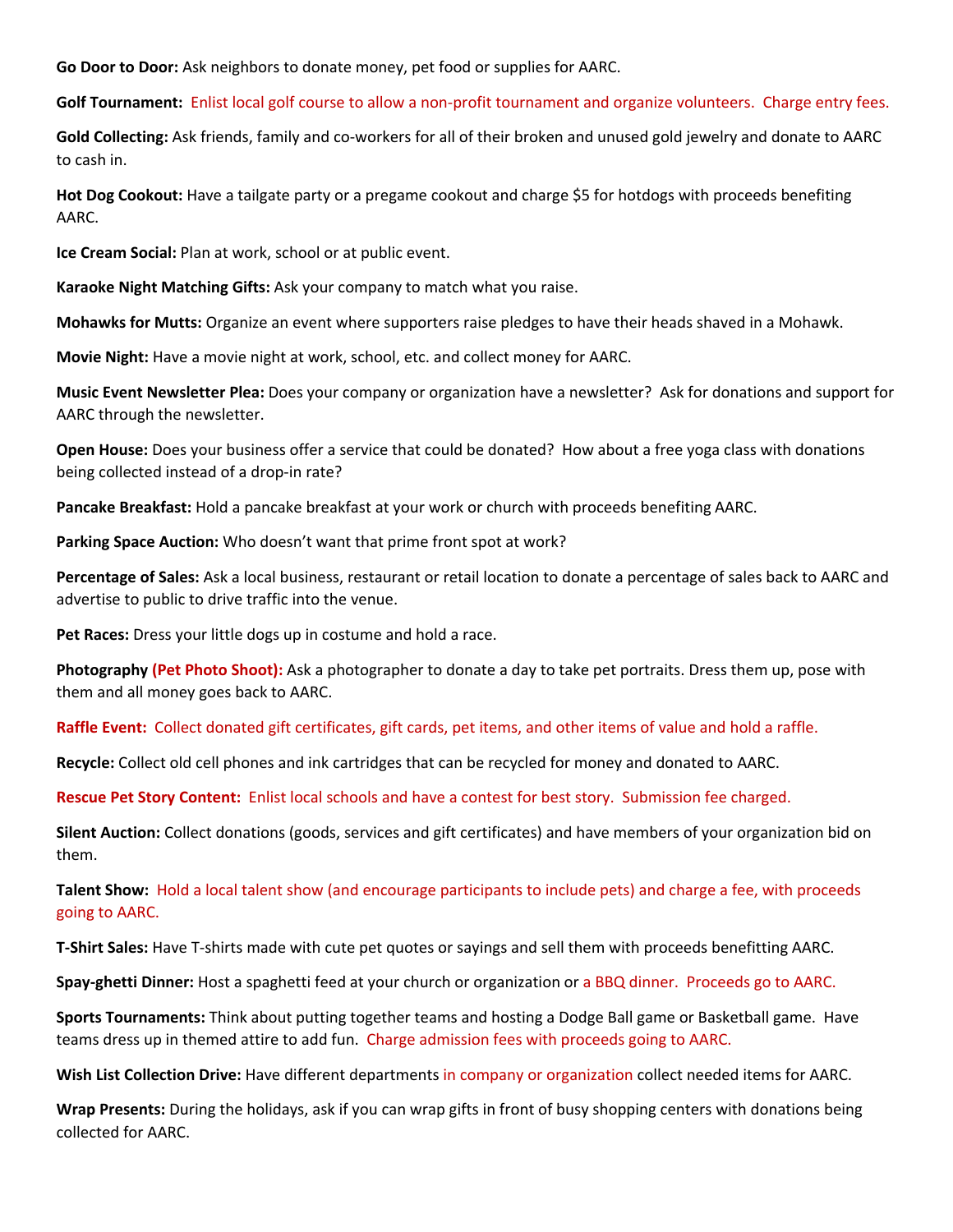**Go Door to Door:** Ask neighbors to donate money, pet food or supplies for AARC.

**Golf Tournament:** Enlist local golf course to allow a non-profit tournament and organize volunteers. Charge entry fees.

**Gold Collecting:** Ask friends, family and co-workers for all of their broken and unused gold jewelry and donate to AARC to cash in.

**Hot Dog Cookout:** Have a tailgate party or a pregame cookout and charge $5 for hotdogs with proceeds benefiting AARC.

**Ice Cream Social:** Plan at work, school or at public event.

**Karaoke Night Matching Gifts:** Ask your company to match what you raise.

**Mohawks for Mutts:** Organize an event where supporters raise pledges to have their heads shaved in a Mohawk.

**Movie Night:** Have a movie night at work, school, etc. and collect money for AARC.

**Music Event Newsletter Plea:** Does your company or organization have a newsletter? Ask for donations and support for AARC through the newsletter.

**Open House:** Does your business offer a service that could be donated? How about a free yoga class with donations being collected instead of a drop-in rate?

**Pancake Breakfast:** Hold a pancake breakfast at your work or church with proceeds benefiting AARC.

**Parking Space Auction:** Who doesn't want that prime front spot at work?

**Percentage of Sales:** Ask a local business, restaurant or retail location to donate a percentage of sales back to AARC and advertise to public to drive traffic into the venue.

**Pet Races:** Dress your little dogs up in costume and hold a race.

**Photography (Pet Photo Shoot):** Ask a photographer to donate a day to take pet portraits. Dress them up, pose with them and all money goes back to AARC.

**Raffle Event:** Collect donated gift certificates, gift cards, pet items, and other items of value and hold a raffle.

**Recycle:** Collect old cell phones and ink cartridges that can be recycled for money and donated to AARC.

**Rescue Pet Story Content:** Enlist local schools and have a contest for best story. Submission fee charged.

**Silent Auction:** Collect donations (goods, services and gift certificates) and have members of your organization bid on them.

**Talent Show:** Hold a local talent show (and encourage participants to include pets) and charge a fee, with proceeds going to AARC.

**T-Shirt Sales:** Have T-shirts made with cute pet quotes or sayings and sell them with proceeds benefitting AARC.

**Spay-ghetti Dinner:** Host a spaghetti feed at your church or organization or a BBQ dinner. Proceeds go to AARC.

**Sports Tournaments:** Think about putting together teams and hosting a Dodge Ball game or Basketball game. Have teams dress up in themed attire to add fun. Charge admission fees with proceeds going to AARC.

**Wish List Collection Drive:** Have different departments in company or organization collect needed items for AARC.

**Wrap Presents:** During the holidays, ask if you can wrap gifts in front of busy shopping centers with donations being collected for AARC.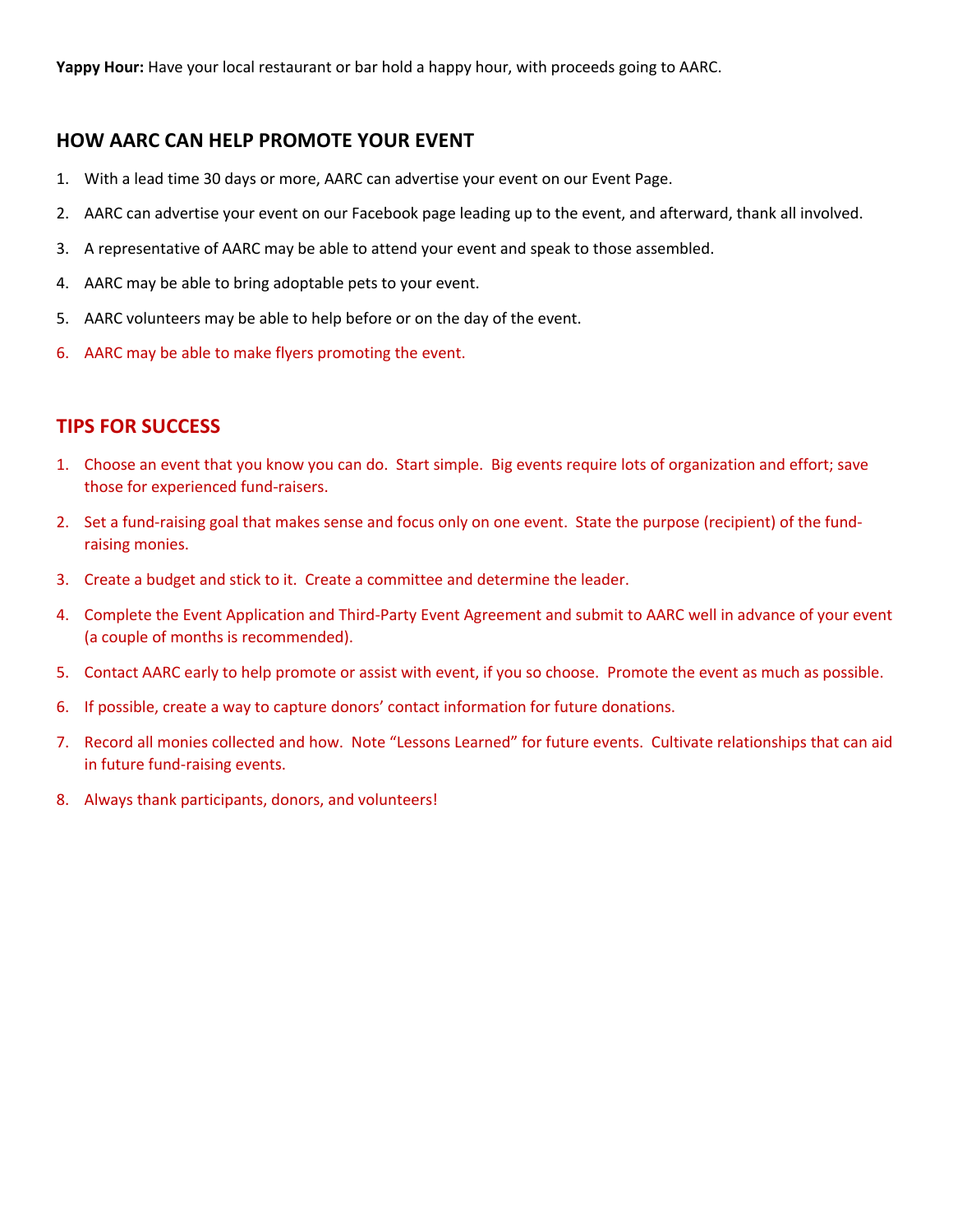**Yappy Hour:** Have your local restaurant or bar hold a happy hour, with proceeds going to AARC.

## HOW AARC CAN HELP PROMOTE YOUR EVENT

1. With a lead time 30 days or more, AARC can advertise your event on our Event Page.
2. AARC can advertise your event on our Facebook page leading up to the event, and afterward, thank all involved.
3. A representative of AARC may be able to attend your event and speak to those assembled.
4. AARC may be able to bring adoptable pets to your event.
5. AARC volunteers may be able to help before or on the day of the event.
6. AARC may be able to make flyers promoting the event.

## TIPS FOR SUCCESS

1. Choose an event that you know you can do. Start simple. Big events require lots of organization and effort; save those for experienced fund-raisers.
2. Set a fund-raising goal that makes sense and focus only on one event. State the purpose (recipient) of the fund-raising monies.
3. Create a budget and stick to it. Create a committee and determine the leader.
4. Complete the Event Application and Third-Party Event Agreement and submit to AARC well in advance of your event (a couple of months is recommended).
5. Contact AARC early to help promote or assist with event, if you so choose. Promote the event as much as possible.
6. If possible, create a way to capture donors' contact information for future donations.
7. Record all monies collected and how. Note "Lessons Learned" for future events. Cultivate relationships that can aid in future fund-raising events.
8. Always thank participants, donors, and volunteers!